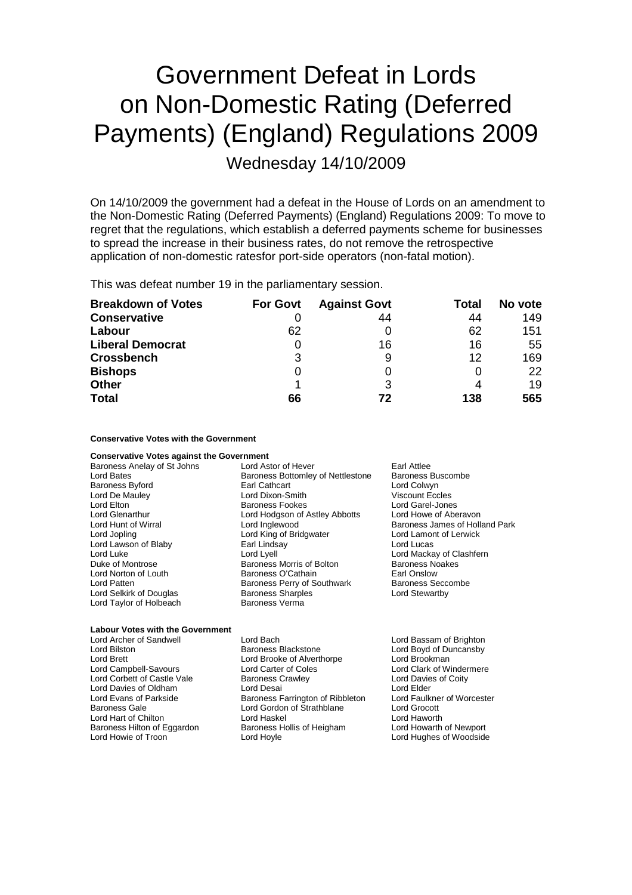# Government Defeat in Lords on Non-Domestic Rating (Deferred Payments) (England) Regulations 2009

Wednesday 14/10/2009

On 14/10/2009 the government had a defeat in the House of Lords on an amendment to the Non-Domestic Rating (Deferred Payments) (England) Regulations 2009: To move to regret that the regulations, which establish a deferred payments scheme for businesses to spread the increase in their business rates, do not remove the retrospective application of non-domestic ratesfor port-side operators (non-fatal motion).

This was defeat number 19 in the parliamentary session.

| Breakdown of Votes | For Govt | Against Govt | Total | No vote |
|---|---|---|---|---|
| **Conservative** | 0 | 44 | 44 | 149 |
| **Labour** | 62 | 0 | 62 | 151 |
| **Liberal Democrat** | 0 | 16 | 16 | 55 |
| **Crossbench** | 3 | 9 | 12 | 169 |
| **Bishops** | 0 | 0 | 0 | 22 |
| **Other** | 1 | 3 | 4 | 19 |
| **Total** | **66** | **72** | **138** | **565** |

**Conservative Votes with the Government**

**Conservative Votes against the Government**

Baroness Anelay of St Johns, Lord Astor of Hever, Earl Attlee, Lord Bates, Baroness Bottomley of Nettlestone, Baroness Buscombe, Baroness Byford, Earl Cathcart, Lord Colwyn, Lord De Mauley, Lord Dixon-Smith, Viscount Eccles, Lord Elton, Baroness Fookes, Lord Garel-Jones, Lord Glenarthur, Lord Hodgson of Astley Abbotts, Lord Howe of Aberavon, Lord Hunt of Wirral, Lord Inglewood, Baroness James of Holland Park, Lord Jopling, Lord King of Bridgwater, Lord Lamont of Lerwick, Lord Lawson of Blaby, Earl Lindsay, Lord Lucas, Lord Luke, Lord Lyell, Lord Mackay of Clashfern, Duke of Montrose, Baroness Morris of Bolton, Baroness Noakes, Lord Norton of Louth, Baroness O'Cathain, Earl Onslow, Lord Patten, Baroness Perry of Southwark, Baroness Seccombe, Lord Selkirk of Douglas, Baroness Sharples, Lord Stewartby, Lord Taylor of Holbeach, Baroness Verma

**Labour Votes with the Government**

Lord Archer of Sandwell, Lord Bach, Lord Bassam of Brighton, Lord Bilston, Baroness Blackstone, Lord Boyd of Duncansby, Lord Brett, Lord Brooke of Alverthorpe, Lord Brookman, Lord Campbell-Savours, Lord Carter of Coles, Lord Clark of Windermere, Lord Corbett of Castle Vale, Baroness Crawley, Lord Davies of Coity, Lord Davies of Oldham, Lord Desai, Lord Elder, Lord Evans of Parkside, Baroness Farrington of Ribbleton, Lord Faulkner of Worcester, Baroness Gale, Lord Gordon of Strathblane, Lord Grocott, Lord Hart of Chilton, Lord Haskel, Lord Haworth, Baroness Hilton of Eggardon, Baroness Hollis of Heigham, Lord Howarth of Newport, Lord Howie of Troon, Lord Hoyle, Lord Hughes of Woodside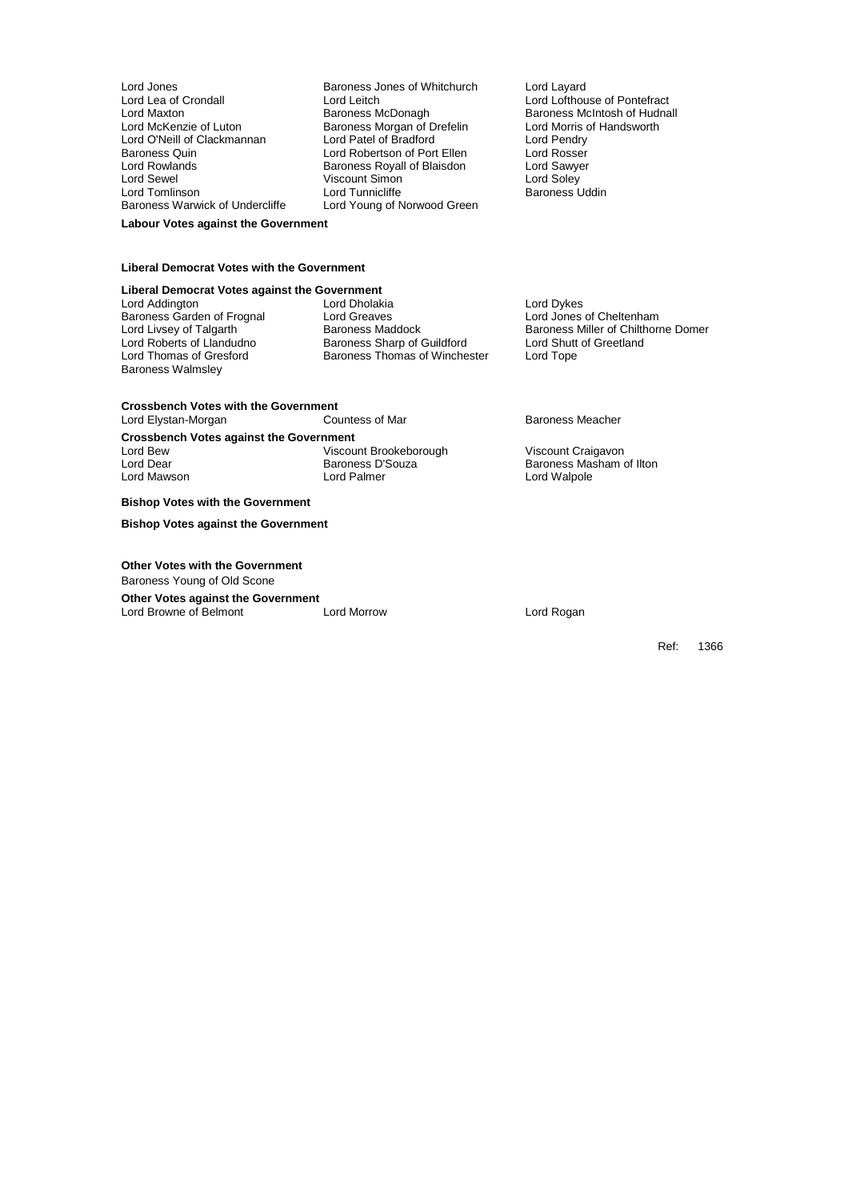| | | |
|---|---|---|
| Lord Jones | Baroness Jones of Whitchurch | Lord Layard |
| Lord Lea of Crondall | Lord Leitch | Lord Lofthouse of Pontefract |
| Lord Maxton | Baroness McDonagh | Baroness McIntosh of Hudnall |
| Lord McKenzie of Luton | Baroness Morgan of Drefelin | Lord Morris of Handsworth |
| Lord O'Neill of Clackmannan | Lord Patel of Bradford | Lord Pendry |
| Baroness Quin | Lord Robertson of Port Ellen | Lord Rosser |
| Lord Rowlands | Baroness Royall of Blaisdon | Lord Sawyer |
| Lord Sewel | Viscount Simon | Lord Soley |
| Lord Tomlinson | Lord Tunnicliffe | Baroness Uddin |
| Baroness Warwick of Undercliffe | Lord Young of Norwood Green | |

**Labour Votes against the Government**

**Liberal Democrat Votes with the Government**

**Liberal Democrat Votes against the Government**

| | | |
|---|---|---|
| Lord Addington | Lord Dholakia | Lord Dykes |
| Baroness Garden of Frognal | Lord Greaves | Lord Jones of Cheltenham |
| Lord Livsey of Talgarth | Baroness Maddock | Baroness Miller of Chilthorne Domer |
| Lord Roberts of Llandudno | Baroness Sharp of Guildford | Lord Shutt of Greetland |
| Lord Thomas of Gresford | Baroness Thomas of Winchester | Lord Tope |
| Baroness Walmsley | | |

**Crossbench Votes with the Government**

| | | |
|---|---|---|
| Lord Elystan-Morgan | Countess of Mar | Baroness Meacher |

**Crossbench Votes against the Government**

| | | |
|---|---|---|
| Lord Bew | Viscount Brookeborough | Viscount Craigavon |
| Lord Dear | Baroness D'Souza | Baroness Masham of Ilton |
| Lord Mawson | Lord Palmer | Lord Walpole |

**Bishop Votes with the Government**

**Bishop Votes against the Government**

**Other Votes with the Government**

Baroness Young of Old Scone

**Other Votes against the Government**

| | | |
|---|---|---|
| Lord Browne of Belmont | Lord Morrow | Lord Rogan |

Ref: 1366